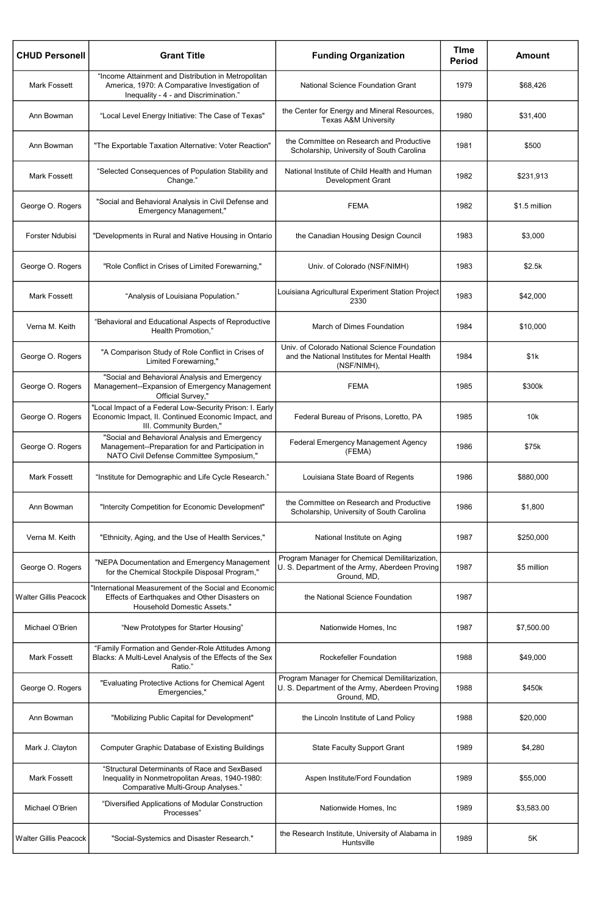| CHUD Personell | Grant Title | Funding Organization | TIme Period | Amount |
| --- | --- | --- | --- | --- |
| Mark Fossett | “Income Attainment and Distribution in Metropolitan America, 1970: A Comparative Investigation of Inequality - 4 - and Discrimination.” | National Science Foundation Grant | 1979 | $68,426 |
| Ann Bowman | “Local Level Energy Initiative: The Case of Texas" | the Center for Energy and Mineral Resources, Texas A&M University | 1980 | $31,400 |
| Ann Bowman | "The Exportable Taxation Alternative: Voter Reaction" | the Committee on Research and Productive Scholarship, University of South Carolina | 1981 | $500 |
| Mark Fossett | “Selected Consequences of Population Stability and Change.” | National Institute of Child Health and Human Development Grant | 1982 | $231,913 |
| George O. Rogers | "Social and Behavioral Analysis in Civil Defense and Emergency Management," | FEMA | 1982 | $1.5 million |
| Forster Ndubisi | "Developments in Rural and Native Housing in Ontario | the Canadian Housing Design Council | 1983 | $3,000 |
| George O. Rogers | "Role Conflict in Crises of Limited Forewarning," | Univ. of Colorado (NSF/NIMH) | 1983 | $2.5k |
| Mark Fossett | “Analysis of Louisiana Population.” | Louisiana Agricultural Experiment Station Project 2330 | 1983 | $42,000 |
| Verna M. Keith | “Behavioral and Educational Aspects of Reproductive Health Promotion,” | March of Dimes Foundation | 1984 | $10,000 |
| George O. Rogers | "A Comparison Study of Role Conflict in Crises of Limited Forewarning," | Univ. of Colorado National Science Foundation and the National Institutes for Mental Health (NSF/NIMH), | 1984 | $1k |
| George O. Rogers | "Social and Behavioral Analysis and Emergency Management--Expansion of Emergency Management Official Survey," | FEMA | 1985 | $300k |
| George O. Rogers | "Local Impact of a Federal Low-Security Prison: I. Early Economic Impact, II. Continued Economic Impact, and III. Community Burden," | Federal Bureau of Prisons, Loretto, PA | 1985 | 10k |
| George O. Rogers | "Social and Behavioral Analysis and Emergency Management--Preparation for and Participation in NATO Civil Defense Committee Symposium," | Federal Emergency Management Agency (FEMA) | 1986 | $75k |
| Mark Fossett | “Institute for Demographic and Life Cycle Research.” | Louisiana State Board of Regents | 1986 | $880,000 |
| Ann Bowman | "Intercity Competition for Economic Development" | the Committee on Research and Productive Scholarship, University of South Carolina | 1986 | $1,800 |
| Verna M. Keith | "Ethnicity, Aging, and the Use of Health Services," | National Institute on Aging | 1987 | $250,000 |
| George O. Rogers | "NEPA Documentation and Emergency Management for the Chemical Stockpile Disposal Program," | Program Manager for Chemical Demilitarization, U. S. Department of the Army, Aberdeen Proving Ground, MD, | 1987 | $5 million |
| Walter Gillis Peacock | "International Measurement of the Social and Economic Effects of Earthquakes and Other Disasters on Household Domestic Assets." | the National Science Foundation | 1987 | |
| Michael O'Brien | “New Prototypes for Starter Housing” | Nationwide Homes, Inc | 1987 | $7,500.00 |
| Mark Fossett | “Family Formation and Gender-Role Attitudes Among Blacks: A Multi-Level Analysis of the Effects of the Sex Ratio.” | Rockefeller Foundation | 1988 | $49,000 |
| George O. Rogers | "Evaluating Protective Actions for Chemical Agent Emergencies," | Program Manager for Chemical Demilitarization, U. S. Department of the Army, Aberdeen Proving Ground, MD, | 1988 | $450k |
| Ann Bowman | "Mobilizing Public Capital for Development" | the Lincoln Institute of Land Policy | 1988 | $20,000 |
| Mark J. Clayton | Computer Graphic Database of Existing Buildings | State Faculty Support Grant | 1989 | $4,280 |
| Mark Fossett | “Structural Determinants of Race and SexBased Inequality in Nonmetropolitan Areas, 1940-1980: Comparative Multi-Group Analyses.” | Aspen Institute/Ford Foundation | 1989 | $55,000 |
| Michael O'Brien | “Diversified Applications of Modular Construction Processes” | Nationwide Homes, Inc | 1989 | $3,583.00 |
| Walter Gillis Peacock | "Social-Systemics and Disaster Research." | the Research Institute, University of Alabama in Huntsville | 1989 | 5K |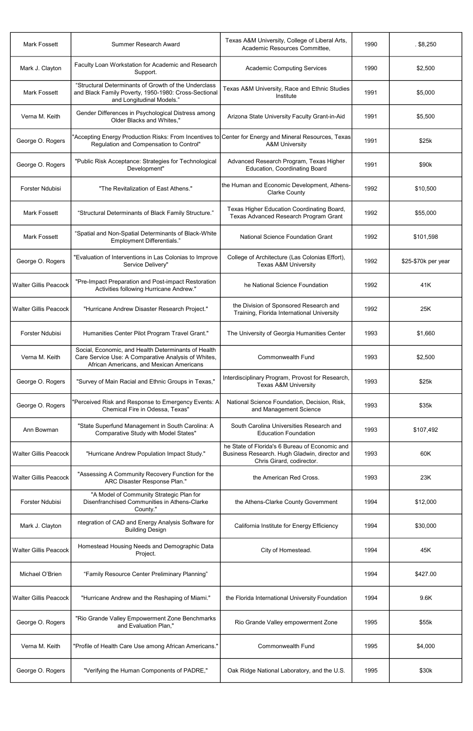| Mark Fossett | Summer Research Award | Texas A&M University, College of Liberal Arts, Academic Resources Committee, | 1990 | . $8,250 |
|---|---|---|---|---|
| Mark J. Clayton | Faculty Loan Workstation for Academic and Research Support. | Academic Computing Services | 1990 | $2,500 |
| Mark Fossett | "Structural Determinants of Growth of the Underclass and Black Family Poverty, 1950-1980: Cross-Sectional and Longitudinal Models." | Texas A&M University, Race and Ethnic Studies Institute | 1991 | $5,000 |
| Verna M. Keith | Gender Differences in Psychological Distress among Older Blacks and Whites," | Arizona State University Faculty Grant-in-Aid | 1991 | $5,500 |
| George O. Rogers | "Accepting Energy Production Risks: From Incentives to Regulation and Compensation to Control" | Center for Energy and Mineral Resources, Texas A&M University | 1991 | $25k |
| George O. Rogers | "Public Risk Acceptance: Strategies for Technological Development" | Advanced Research Program, Texas Higher Education, Coordinating Board | 1991 | $90k |
| Forster Ndubisi | "The Revitalization of East Athens." | the Human and Economic Development, Athens-Clarke County | 1992 | $10,500 |
| Mark Fossett | "Structural Determinants of Black Family Structure." | Texas Higher Education Coordinating Board, Texas Advanced Research Program Grant | 1992 | $55,000 |
| Mark Fossett | "Spatial and Non-Spatial Determinants of Black-White Employment Differentials." | National Science Foundation Grant | 1992 | $101,598 |
| George O. Rogers | "Evaluation of Interventions in Las Colonias to Improve Service Delivery" | College of Architecture (Las Colonias Effort), Texas A&M University | 1992 | $25-$70k per year |
| Walter Gillis Peacock | "Pre-Impact Preparation and Post-impact Restoration Activities following Hurricane Andrew." | he National Science Foundation | 1992 | 41K |
| Walter Gillis Peacock | "Hurricane Andrew Disaster Research Project." | the Division of Sponsored Research and Training, Florida International University | 1992 | 25K |
| Forster Ndubisi | Humanities Center Pilot Program Travel Grant." | The University of Georgia Humanities Center | 1993 | $1,660 |
| Verna M. Keith | Social, Economic, and Health Determinants of Health Care Service Use: A Comparative Analysis of Whites, African Americans, and Mexican Americans | Commonwealth Fund | 1993 | $2,500 |
| George O. Rogers | "Survey of Main Racial and Ethnic Groups in Texas," | Interdisciplinary Program, Provost for Research, Texas A&M University | 1993 | $25k |
| George O. Rogers | "Perceived Risk and Response to Emergency Events: A Chemical Fire in Odessa, Texas" | National Science Foundation, Decision, Risk, and Management Science | 1993 | $35k |
| Ann Bowman | "State Superfund Management in South Carolina: A Comparative Study with Model States" | South Carolina Universities Research and Education Foundation | 1993 | $107,492 |
| Walter Gillis Peacock | "Hurricane Andrew Population Impact Study." | he State of Florida's 6 Bureau of Economic and Business Research. Hugh Gladwin, director and Chris Girard, codirector. | 1993 | 60K |
| Walter Gillis Peacock | "Assessing A Community Recovery Function for the ARC Disaster Response Plan." | the American Red Cross. | 1993 | 23K |
| Forster Ndubisi | "A Model of Community Strategic Plan for Disenfranchised Communities in Athens-Clarke County." | the Athens-Clarke County Government | 1994 | $12,000 |
| Mark J. Clayton | ntegration of CAD and Energy Analysis Software for Building Design | California Institute for Energy Efficiency | 1994 | $30,000 |
| Walter Gillis Peacock | Homestead Housing Needs and Demographic Data Project. | City of Homestead. | 1994 | 45K |
| Michael O'Brien | "Family Resource Center Preliminary Planning" | | 1994 | $427.00 |
| Walter Gillis Peacock | "Hurricane Andrew and the Reshaping of Miami." | the Florida International University Foundation | 1994 | 9.6K |
| George O. Rogers | "Rio Grande Valley Empowerment Zone Benchmarks and Evaluation Plan," | Rio Grande Valley empowerment Zone | 1995 | $55k |
| Verna M. Keith | "Profile of Health Care Use among African Americans." | Commonwealth Fund | 1995 | $4,000 |
| George O. Rogers | "Verifying the Human Components of PADRE," | Oak Ridge National Laboratory, and the U.S. | 1995 | $30k |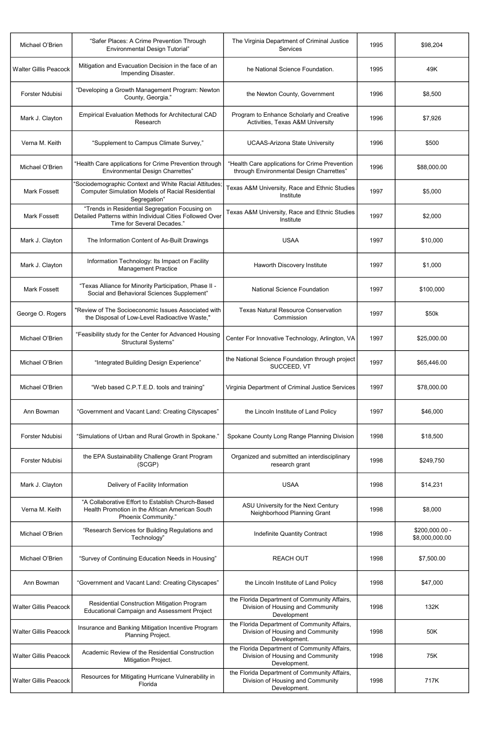| Michael O'Brien | "Safer Places: A Crime Prevention Through Environmental Design Tutorial" | The Virginia Department of Criminal Justice Services | 1995 | $98,204 |
|---|---|---|---|---|
| Walter Gillis Peacock | Mitigation and Evacuation Decision in the face of an Impending Disaster. | he National Science Foundation. | 1995 | 49K |
| Forster Ndubisi | "Developing a Growth Management Program: Newton County, Georgia." | the Newton County, Government | 1996 | $8,500 |
| Mark J. Clayton | Empirical Evaluation Methods for Architectural CAD Research | Program to Enhance Scholarly and Creative Activities, Texas A&M University | 1996 | $7,926 |
| Verna M. Keith | "Supplement to Campus Climate Survey," | UCAAS-Arizona State University | 1996 | $500 |
| Michael O'Brien | "Health Care applications for Crime Prevention through Environmental Design Charrettes" | "Health Care applications for Crime Prevention through Environmental Design Charrettes" | 1996 | $88,000.00 |
| Mark Fossett | "Sociodemographic Context and White Racial Attitudes; Computer Simulation Models of Racial Residential Segregation" | Texas A&M University, Race and Ethnic Studies Institute | 1997 | $5,000 |
| Mark Fossett | "Trends in Residential Segregation Focusing on Detailed Patterns within Individual Cities Followed Over Time for Several Decades." | Texas A&M University, Race and Ethnic Studies Institute | 1997 | $2,000 |
| Mark J. Clayton | The Information Content of As-Built Drawings | USAA | 1997 | $10,000 |
| Mark J. Clayton | Information Technology: Its Impact on Facility Management Practice | Haworth Discovery Institute | 1997 | $1,000 |
| Mark Fossett | "Texas Alliance for Minority Participation, Phase II - Social and Behavioral Sciences Supplement" | National Science Foundation | 1997 | $100,000 |
| George O. Rogers | "Review of The Socioeconomic Issues Associated with the Disposal of Low-Level Radioactive Waste," | Texas Natural Resource Conservation Commission | 1997 | $50k |
| Michael O'Brien | "Feasibility study for the Center for Advanced Housing Structural Systems" | Center For Innovative Technology, Arlington, VA | 1997 | $25,000.00 |
| Michael O'Brien | "Integrated Building Design Experience" | the National Science Foundation through project SUCCEED, VT | 1997 | $65,446.00 |
| Michael O'Brien | "Web based C.P.T.E.D. tools and training" | Virginia Department of Criminal Justice Services | 1997 | $78,000.00 |
| Ann Bowman | "Government and Vacant Land: Creating Cityscapes" | the Lincoln Institute of Land Policy | 1997 | $46,000 |
| Forster Ndubisi | "Simulations of Urban and Rural Growth in Spokane." | Spokane County Long Range Planning Division | 1998 | $18,500 |
| Forster Ndubisi | the EPA Sustainability Challenge Grant Program (SCGP) | Organized and submitted an interdisciplinary research grant | 1998 | $249,750 |
| Mark J. Clayton | Delivery of Facility Information | USAA | 1998 | $14,231 |
| Verna M. Keith | "A Collaborative Effort to Establish Church-Based Health Promotion in the African American South Phoenix Community." | ASU University for the Next Century Neighborhood Planning Grant | 1998 | $8,000 |
| Michael O'Brien | "Research Services for Building Regulations and Technology" | Indefinite Quantity Contract | 1998 | $200,000.00 - $8,000,000.00 |
| Michael O'Brien | "Survey of Continuing Education Needs in Housing" | REACH OUT | 1998 | $7,500.00 |
| Ann Bowman | "Government and Vacant Land: Creating Cityscapes" | the Lincoln Institute of Land Policy | 1998 | $47,000 |
| Walter Gillis Peacock | Residential Construction Mitigation Program Educational Campaign and Assessment Project | the Florida Department of Community Affairs, Division of Housing and Community Development | 1998 | 132K |
| Walter Gillis Peacock | Insurance and Banking Mitigation Incentive Program Planning Project. | the Florida Department of Community Affairs, Division of Housing and Community Development. | 1998 | 50K |
| Walter Gillis Peacock | Academic Review of the Residential Construction Mitigation Project. | the Florida Department of Community Affairs, Division of Housing and Community Development. | 1998 | 75K |
| Walter Gillis Peacock | Resources for Mitigating Hurricane Vulnerability in Florida | the Florida Department of Community Affairs, Division of Housing and Community Development. | 1998 | 717K |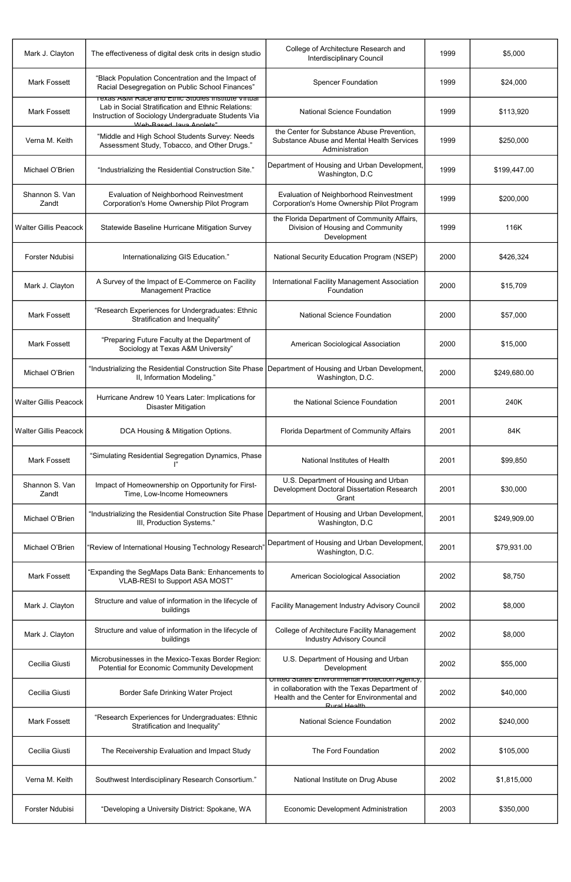| Mark J. Clayton | The effectiveness of digital desk crits in design studio | College of Architecture Research and Interdisciplinary Council | 1999 | $5,000 |
|---|---|---|---|---|
| Mark Fossett | “Black Population Concentration and the Impact of Racial Desegregation on Public School Finances” | Spencer Foundation | 1999 | $24,000 |
| Mark Fossett | Texas A&M Race and Ethnic Studies Institute Virtual Lab in Social Stratification and Ethnic Relations: Instruction of Sociology Undergraduate Students Via Web-Based Java Applets” | National Science Foundation | 1999 | $113,920 |
| Verna M. Keith | “Middle and High School Students Survey: Needs Assessment Study, Tobacco, and Other Drugs.” | the Center for Substance Abuse Prevention, Substance Abuse and Mental Health Services Administration | 1999 | $250,000 |
| Michael O’Brien | “Industrializing the Residential Construction Site.” | Department of Housing and Urban Development, Washington, D.C | 1999 | $199,447.00 |
| Shannon S. Van Zandt | Evaluation of Neighborhood Reinvestment Corporation's Home Ownership Pilot Program | Evaluation of Neighborhood Reinvestment Corporation's Home Ownership Pilot Program | 1999 | $200,000 |
| Walter Gillis Peacock | Statewide Baseline Hurricane Mitigation Survey | the Florida Department of Community Affairs, Division of Housing and Community Development | 1999 | 116K |
| Forster Ndubisi | Internationalizing GIS Education.” | National Security Education Program (NSEP) | 2000 | $426,324 |
| Mark J. Clayton | A Survey of the Impact of E-Commerce on Facility Management Practice | International Facility Management Association Foundation | 2000 | $15,709 |
| Mark Fossett | “Research Experiences for Undergraduates: Ethnic Stratification and Inequality” | National Science Foundation | 2000 | $57,000 |
| Mark Fossett | “Preparing Future Faculty at the Department of Sociology at Texas A&M University” | American Sociological Association | 2000 | $15,000 |
| Michael O’Brien | “Industrializing the Residential Construction Site Phase II, Information Modeling.” | Department of Housing and Urban Development, Washington, D.C. | 2000 | $249,680.00 |
| Walter Gillis Peacock | Hurricane Andrew 10 Years Later: Implications for Disaster Mitigation | the National Science Foundation | 2001 | 240K |
| Walter Gillis Peacock | DCA Housing & Mitigation Options. | Florida Department of Community Affairs | 2001 | 84K |
| Mark Fossett | “Simulating Residential Segregation Dynamics, Phase I” | National Institutes of Health | 2001 | $99,850 |
| Shannon S. Van Zandt | Impact of Homeownership on Opportunity for First-Time, Low-Income Homeowners | U.S. Department of Housing and Urban Development Doctoral Dissertation Research Grant | 2001 | $30,000 |
| Michael O’Brien | “Industrializing the Residential Construction Site Phase III, Production Systems.” | Department of Housing and Urban Development, Washington, D.C | 2001 | $249,909.00 |
| Michael O’Brien | “Review of International Housing Technology Research” | Department of Housing and Urban Development, Washington, D.C. | 2001 | $79,931.00 |
| Mark Fossett | “Expanding the SegMaps Data Bank: Enhancements to VLAB-RESI to Support ASA MOST” | American Sociological Association | 2002 | $8,750 |
| Mark J. Clayton | Structure and value of information in the lifecycle of buildings | Facility Management Industry Advisory Council | 2002 | $8,000 |
| Mark J. Clayton | Structure and value of information in the lifecycle of buildings | College of Architecture Facility Management Industry Advisory Council | 2002 | $8,000 |
| Cecilia Giusti | Microbusinesses in the Mexico-Texas Border Region: Potential for Economic Community Development | U.S. Department of Housing and Urban Development | 2002 | $55,000 |
| Cecilia Giusti | Border Safe Drinking Water Project | United States Environmental Protection Agency, in collaboration with the Texas Department of Health and the Center for Environmental and Rural Health | 2002 | $40,000 |
| Mark Fossett | “Research Experiences for Undergraduates: Ethnic Stratification and Inequality” | National Science Foundation | 2002 | $240,000 |
| Cecilia Giusti | The Receivership Evaluation and Impact Study | The Ford Foundation | 2002 | $105,000 |
| Verna M. Keith | Southwest Interdisciplinary Research Consortium.” | National Institute on Drug Abuse | 2002 | $1,815,000 |
| Forster Ndubisi | “Developing a University District: Spokane, WA | Economic Development Administration | 2003 | $350,000 |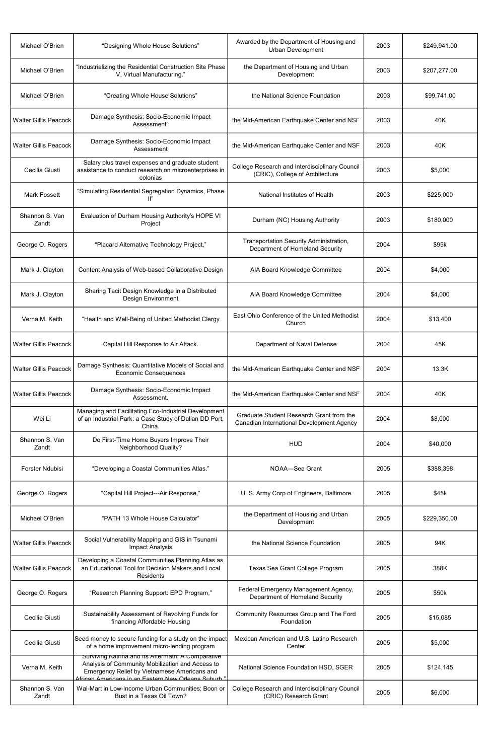| Michael O'Brien | "Designing Whole House Solutions" | Awarded by the Department of Housing and Urban Development | 2003 | $249,941.00 |
|---|---|---|---|---|
| Michael O'Brien | "Industrializing the Residential Construction Site Phase V, Virtual Manufacturing." | the Department of Housing and Urban Development | 2003 | $207,277.00 |
| Michael O'Brien | "Creating Whole House Solutions" | the National Science Foundation | 2003 | $99,741.00 |
| Walter Gillis Peacock | Damage Synthesis: Socio-Economic Impact Assessment" | the Mid-American Earthquake Center and NSF | 2003 | 40K |
| Walter Gillis Peacock | Damage Synthesis: Socio-Economic Impact Assessment | the Mid-American Earthquake Center and NSF | 2003 | 40K |
| Cecilia Giusti | Salary plus travel expenses and graduate student assistance to conduct research on microenterprises in colonias | College Research and Interdisciplinary Council (CRIC), College of Architecture | 2003 | $5,000 |
| Mark Fossett | "Simulating Residential Segregation Dynamics, Phase II" | National Institutes of Health | 2003 | $225,000 |
| Shannon S. Van Zandt | Evaluation of Durham Housing Authority's HOPE VI Project | Durham (NC) Housing Authority | 2003 | $180,000 |
| George O. Rogers | "Placard Alternative Technology Project," | Transportation Security Administration, Department of Homeland Security | 2004 | $95k |
| Mark J. Clayton | Content Analysis of Web-based Collaborative Design | AIA Board Knowledge Committee | 2004 | $4,000 |
| Mark J. Clayton | Sharing Tacit Design Knowledge in a Distributed Design Environment | AIA Board Knowledge Committee | 2004 | $4,000 |
| Verna M. Keith | "Health and Well-Being of United Methodist Clergy | East Ohio Conference of the United Methodist Church | 2004 | $13,400 |
| Walter Gillis Peacock | Capital Hill Response to Air Attack. | Department of Naval Defense | 2004 | 45K |
| Walter Gillis Peacock | Damage Synthesis: Quantitative Models of Social and Economic Consequences | the Mid-American Earthquake Center and NSF | 2004 | 13.3K |
| Walter Gillis Peacock | Damage Synthesis: Socio-Economic Impact Assessment. | the Mid-American Earthquake Center and NSF | 2004 | 40K |
| Wei Li | Managing and Facilitating Eco-Industrial Development of an Industrial Park: a Case Study of Dalian DD Port, China. | Graduate Student Research Grant from the Canadian International Development Agency | 2004 | $8,000 |
| Shannon S. Van Zandt | Do First-Time Home Buyers Improve Their Neighborhood Quality? | HUD | 2004 | $40,000 |
| Forster Ndubisi | "Developing a Coastal Communities Atlas." | NOAA—Sea Grant | 2005 | $388,398 |
| George O. Rogers | "Capital Hill Project---Air Response," | U. S. Army Corp of Engineers, Baltimore | 2005 | $45k |
| Michael O'Brien | "PATH 13 Whole House Calculator" | the Department of Housing and Urban Development | 2005 | $229,350.00 |
| Walter Gillis Peacock | Social Vulnerability Mapping and GIS in Tsunami Impact Analysis | the National Science Foundation | 2005 | 94K |
| Walter Gillis Peacock | Developing a Coastal Communities Planning Atlas as an Educational Tool for Decision Makers and Local Residents | Texas Sea Grant College Program | 2005 | 388K |
| George O. Rogers | "Research Planning Support: EPD Program," | Federal Emergency Management Agency, Department of Homeland Security | 2005 | $50k |
| Cecilia Giusti | Sustainability Assessment of Revolving Funds for financing Affordable Housing | Community Resources Group and The Ford Foundation | 2005 | $15,085 |
| Cecilia Giusti | Seed money to secure funding for a study on the impact of a home improvement micro-lending program | Mexican American and U.S. Latino Research Center | 2005 | $5,000 |
| Verna M. Keith | Surviving Katrina and its Aftermath: A Comparative Analysis of Community Mobilization and Access to Emergency Relief by Vietnamese Americans and African Americans in an Eastern New Orleans Suburb." | National Science Foundation HSD, SGER | 2005 | $124,145 |
| Shannon S. Van Zandt | Wal-Mart in Low-Income Urban Communities: Boon or Bust in a Texas Oil Town? | College Research and Interdisciplinary Council (CRIC) Research Grant | 2005 | $6,000 |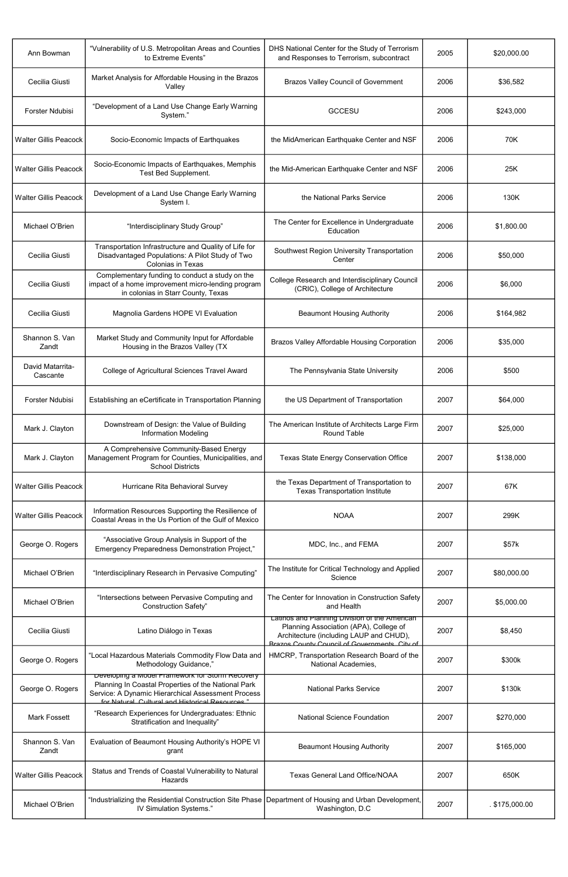| Ann Bowman | "Vulnerability of U.S. Metropolitan Areas and Counties to Extreme Events" | DHS National Center for the Study of Terrorism and Responses to Terrorism, subcontract | 2005 | $20,000.00 |
|---|---|---|---|---|
| Cecilia Giusti | Market Analysis for Affordable Housing in the Brazos Valley | Brazos Valley Council of Government | 2006 | $36,582 |
| Forster Ndubisi | "Development of a Land Use Change Early Warning System." | GCCESU | 2006 | $243,000 |
| Walter Gillis Peacock | Socio-Economic Impacts of Earthquakes | the MidAmerican Earthquake Center and NSF | 2006 | 70K |
| Walter Gillis Peacock | Socio-Economic Impacts of Earthquakes, Memphis Test Bed Supplement. | the Mid-American Earthquake Center and NSF | 2006 | 25K |
| Walter Gillis Peacock | Development of a Land Use Change Early Warning System I. | the National Parks Service | 2006 | 130K |
| Michael O'Brien | "Interdisciplinary Study Group" | The Center for Excellence in Undergraduate Education | 2006 | $1,800.00 |
| Cecilia Giusti | Transportation Infrastructure and Quality of Life for Disadvantaged Populations: A Pilot Study of Two Colonias in Texas | Southwest Region University Transportation Center | 2006 | $50,000 |
| Cecilia Giusti | Complementary funding to conduct a study on the impact of a home improvement micro-lending program in colonias in Starr County, Texas | College Research and Interdisciplinary Council (CRIC), College of Architecture | 2006 | $6,000 |
| Cecilia Giusti | Magnolia Gardens HOPE VI Evaluation | Beaumont Housing Authority | 2006 | $164,982 |
| Shannon S. Van Zandt | Market Study and Community Input for Affordable Housing in the Brazos Valley (TX | Brazos Valley Affordable Housing Corporation | 2006 | $35,000 |
| David Matarrita-Cascante | College of Agricultural Sciences Travel Award | The Pennsylvania State University | 2006 | $500 |
| Forster Ndubisi | Establishing an eCertificate in Transportation Planning | the US Department of Transportation | 2007 | $64,000 |
| Mark J. Clayton | Downstream of Design: the Value of Building Information Modeling | The American Institute of Architects Large Firm Round Table | 2007 | $25,000 |
| Mark J. Clayton | A Comprehensive Community-Based Energy Management Program for Counties, Municipalities, and School Districts | Texas State Energy Conservation Office | 2007 | $138,000 |
| Walter Gillis Peacock | Hurricane Rita Behavioral Survey | the Texas Department of Transportation to Texas Transportation Institute | 2007 | 67K |
| Walter Gillis Peacock | Information Resources Supporting the Resilience of Coastal Areas in the Us Portion of the Gulf of Mexico | NOAA | 2007 | 299K |
| George O. Rogers | "Associative Group Analysis in Support of the Emergency Preparedness Demonstration Project," | MDC, Inc., and FEMA | 2007 | $57k |
| Michael O'Brien | "Interdisciplinary Research in Pervasive Computing" | The Institute for Critical Technology and Applied Science | 2007 | $80,000.00 |
| Michael O'Brien | "Intersections between Pervasive Computing and Construction Safety" | The Center for Innovation in Construction Safety and Health | 2007 | $5,000.00 |
| Cecilia Giusti | Latino Diálogo in Texas | Latinos and Planning Division of the American Planning Association (APA), College of Architecture (including LAUP and CHUD), Brazos County Council of Governments, City of | 2007 | $8,450 |
| George O. Rogers | "Local Hazardous Materials Commodity Flow Data and Methodology Guidance," | HMCRP, Transportation Research Board of the National Academies, | 2007 | $300k |
| George O. Rogers | "Developing a Model Framework for Storm Recovery Planning In Coastal Properties of the National Park Service: A Dynamic Hierarchical Assessment Process for Natural, Cultural and Historical Resources." | National Parks Service | 2007 | $130k |
| Mark Fossett | "Research Experiences for Undergraduates: Ethnic Stratification and Inequality" | National Science Foundation | 2007 | $270,000 |
| Shannon S. Van Zandt | Evaluation of Beaumont Housing Authority's HOPE VI grant | Beaumont Housing Authority | 2007 | $165,000 |
| Walter Gillis Peacock | Status and Trends of Coastal Vulnerability to Natural Hazards | Texas General Land Office/NOAA | 2007 | 650K |
| Michael O'Brien | "Industrializing the Residential Construction Site Phase IV Simulation Systems." | Department of Housing and Urban Development, Washington, D.C | 2007 | . $175,000.00 |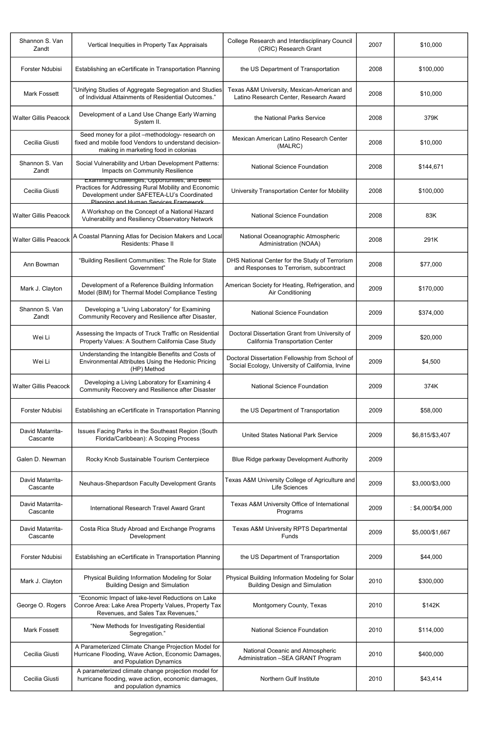| Shannon S. Van Zandt | Vertical Inequities in Property Tax Appraisals | College Research and Interdisciplinary Council (CRIC) Research Grant | 2007 | $10,000 |
|---|---|---|---|---|
| Forster Ndubisi | Establishing an eCertificate in Transportation Planning | the US Department of Transportation | 2008 | $100,000 |
| Mark Fossett | "Unifying Studies of Aggregate Segregation and Studies of Individual Attainments of Residential Outcomes." | Texas A&M University, Mexican-American and Latino Research Center, Research Award | 2008 | $10,000 |
| Walter Gillis Peacock | Development of a Land Use Change Early Warning System II. | the National Parks Service | 2008 | 379K |
| Cecilia Giusti | Seed money for a pilot –methodology- research on fixed and mobile food Vendors to understand decision-making in marketing food in colonias | Mexican American Latino Research Center (MALRC) | 2008 | $10,000 |
| Shannon S. Van Zandt | Social Vulnerability and Urban Development Patterns: Impacts on Community Resilience | National Science Foundation | 2008 | $144,671 |
| Cecilia Giusti | Examining Challenges, Opportunities, and Best Practices for Addressing Rural Mobility and Economic Development under SAFETEA-LU's Coordinated Planning and Human Services Framework | University Transportation Center for Mobility | 2008 | $100,000 |
| Walter Gillis Peacock | A Workshop on the Concept of a National Hazard Vulnerability and Resiliency Observatory Network | National Science Foundation | 2008 | 83K |
| Walter Gillis Peacock | A Coastal Planning Atlas for Decision Makers and Local Residents: Phase II | National Oceanographic Atmospheric Administration (NOAA) | 2008 | 291K |
| Ann Bowman | "Building Resilient Communities: The Role for State Government" | DHS National Center for the Study of Terrorism and Responses to Terrorism, subcontract | 2008 | $77,000 |
| Mark J. Clayton | Development of a Reference Building Information Model (BIM) for Thermal Model Compliance Testing | American Society for Heating, Refrigeration, and Air Conditioning | 2009 | $170,000 |
| Shannon S. Van Zandt | Developing a "Living Laboratory" for Examining Community Recovery and Resilience after Disaster, | National Science Foundation | 2009 | $374,000 |
| Wei Li | Assessing the Impacts of Truck Traffic on Residential Property Values: A Southern California Case Study | Doctoral Dissertation Grant from University of California Transportation Center | 2009 | $20,000 |
| Wei Li | Understanding the Intangible Benefits and Costs of Environmental Attributes Using the Hedonic Pricing (HP) Method | Doctoral Dissertation Fellowship from School of Social Ecology, University of California, Irvine | 2009 | $4,500 |
| Walter Gillis Peacock | Developing a Living Laboratory for Examining 4 Community Recovery and Resilience after Disaster | National Science Foundation | 2009 | 374K |
| Forster Ndubisi | Establishing an eCertificate in Transportation Planning | the US Department of Transportation | 2009 | $58,000 |
| David Matarrita-Cascante | Issues Facing Parks in the Southeast Region (South Florida/Caribbean): A Scoping Process | United States National Park Service | 2009 | $6,815/$3,407 |
| Galen D. Newman | Rocky Knob Sustainable Tourism Centerpiece | Blue Ridge parkway Development Authority | 2009 | |
| David Matarrita-Cascante | Neuhaus-Shepardson Faculty Development Grants | Texas A&M University College of Agriculture and Life Sciences | 2009 | $3,000/$3,000 |
| David Matarrita-Cascante | International Research Travel Award Grant | Texas A&M University Office of International Programs | 2009 | : $4,000/$4,000 |
| David Matarrita-Cascante | Costa Rica Study Abroad and Exchange Programs Development | Texas A&M University RPTS Departmental Funds | 2009 | $5,000/$1,667 |
| Forster Ndubisi | Establishing an eCertificate in Transportation Planning | the US Department of Transportation | 2009 | $44,000 |
| Mark J. Clayton | Physical Building Information Modeling for Solar Building Design and Simulation | Physical Building Information Modeling for Solar Building Design and Simulation | 2010 | $300,000 |
| George O. Rogers | "Economic Impact of lake-level Reductions on Lake Conroe Area: Lake Area Property Values, Property Tax Revenues, and Sales Tax Revenues," | Montgomery County, Texas | 2010 | $142K |
| Mark Fossett | "New Methods for Investigating Residential Segregation." | National Science Foundation | 2010 | $114,000 |
| Cecilia Giusti | A Parameterized Climate Change Projection Model for Hurricane Flooding, Wave Action, Economic Damages, and Population Dynamics | National Oceanic and Atmospheric Administration –SEA GRANT Program | 2010 | $400,000 |
| Cecilia Giusti | A parameterized climate change projection model for hurricane flooding, wave action, economic damages, and population dynamics | Northern Gulf Institute | 2010 | $43,414 |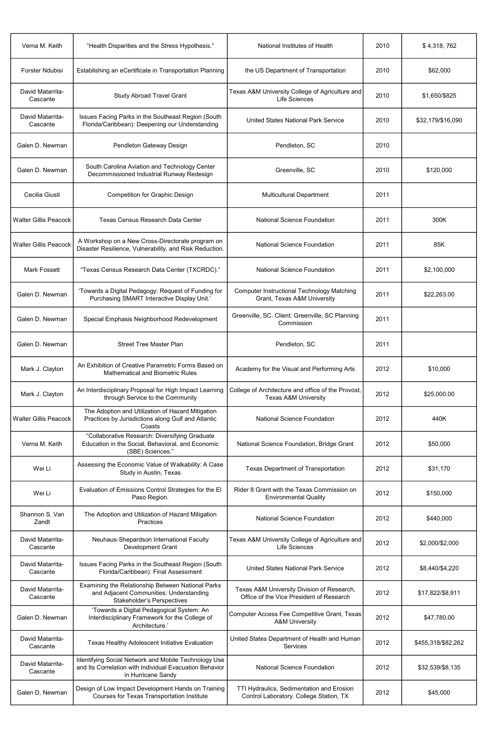| Verna M. Keith | "Health Disparities and the Stress Hypothesis." | National Institutes of Health | 2010 | $ 4,318, 762 |
|---|---|---|---|---|
| Forster Ndubisi | Establishing an eCertificate in Transportation Planning | the US Department of Transportation | 2010 | $62,000 |
| David Matarrita-Cascante | Study Abroad Travel Grant | Texas A&M University College of Agriculture and Life Sciences | 2010 | $1,650/$825 |
| David Matarrita-Cascante | Issues Facing Parks in the Southeast Region (South Florida/Caribbean): Deepening our Understanding | United States National Park Service | 2010 | $32,179/$16,090 |
| Galen D. Newman | Pendleton Gateway Design | Pendleton, SC | 2010 | |
| Galen D. Newman | South Carolina Aviation and Technology Center Decommissioned Industrial Runway Redesign | Greenville, SC | 2010 | $120,000 |
| Cecilia Giusti | Competition for Graphic Design | Multicultural Department | 2011 | |
| Walter Gillis Peacock | Texas Census Research Data Center | National Science Foundation | 2011 | 300K |
| Walter Gillis Peacock | A Workshop on a New Cross-Directorate program on Disaster Resilience, Vulnerability, and Risk Reduction. | National Science Foundation | 2011 | 85K |
| Mark Fossett | "Texas Census Research Data Center (TXCRDC)." | National Science Foundation | 2011 | $2,100,000 |
| Galen D. Newman | 'Towards a Digital Pedagogy: Request of Funding for Purchasing SMART Interactive Display Unit.' | Computer Instructional Technology Matching Grant, Texas A&M University | 2011 | $22,263.00 |
| Galen D. Newman | Special Emphasis Neighborhood Redevelopment | Greenville, SC. Client: Greenville, SC Planning Commission | 2011 | |
| Galen D. Newman | Street Tree Master Plan | Pendleton, SC | 2011 | |
| Mark J. Clayton | An Exhibition of Creative Parametric Forms Based on Mathematical and Biometric Rules | Academy for the Visual and Performing Arts | 2012 | $10,000 |
| Mark J. Clayton | An Interdisciplinary Proposal for High Impact Learning through Service to the Community | College of Architecture and office of the Provost, Texas A&M University | 2012 | $25,000.00 |
| Walter Gillis Peacock | The Adoption and Utilization of Hazard Mitigation Practices by Jurisdictions along Gulf and Atlantic Coasts | National Science Foundation | 2012 | 440K |
| Verna M. Keith | "Collaborative Research: Diversifying Graduate Education in the Social, Behavioral, and Economic (SBE) Sciences." | National Science Foundation, Bridge Grant | 2012 | $50,000 |
| Wei Li | Assessing the Economic Value of Walkability: A Case Study in Austin, Texas | Texas Department of Transportation | 2012 | $31,170 |
| Wei Li | Evaluation of Emissions Control Strategies for the El Paso Region. | Rider 8 Grant with the Texas Commission on Environmental Quality | 2012 | $150,000 |
| Shannon S. Van Zandt | The Adoption and Utilization of Hazard Mitigation Practices | National Science Foundation | 2012 | $440,000 |
| David Matarrita-Cascante | Neuhaus-Shepardson International Faculty Development Grant | Texas A&M University College of Agriculture and Life Sciences | 2012 | $2,000/$2,000 |
| David Matarrita-Cascante | Issues Facing Parks in the Southeast Region (South Florida/Caribbean): Final Assessment | United States National Park Service | 2012 | $8,440/$4,220 |
| David Matarrita-Cascante | Examining the Relationship Between National Parks and Adjacent Communities: Understanding Stakeholder's Perspectives | Texas A&M University Division of Research, Office of the Vice President of Research | 2012 | $17,822/$8,911 |
| Galen D. Newman | 'Towards a Digital Pedagogical System: An Interdisciplinary Framework for the College of Architecture.' | Computer Access Fee Competitive Grant, Texas A&M University | 2012 | $47,780.00 |
| David Matarrita-Cascante | Texas Healthy Adolescent Initiative Evaluation | United States Department of Health and Human Services | 2012 | $455,318/$82,262 |
| David Matarrita-Cascante | Identifying Social Network and Mobile Technology Use and Its Correlation with Individual Evacuation Behavior in Hurricane Sandy | National Science Foundation | 2012 | $32,539/$8,135 |
| Galen D. Newman | Design of Low Impact Development Hands on Training Courses for Texas Transportation Institute | TTI Hydraulics, Sedimentation and Erosion Control Laboratory. College Station, TX | 2012 | $45,000 |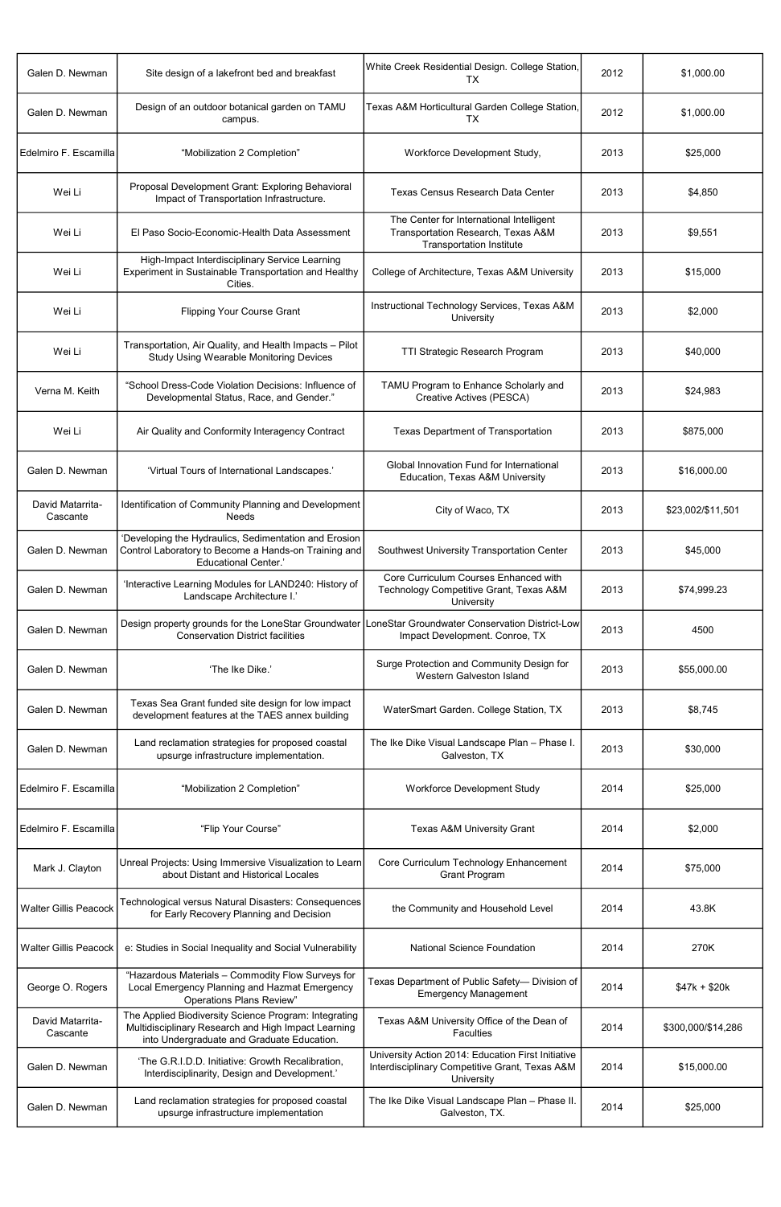| Galen D. Newman | Site design of a lakefront bed and breakfast | White Creek Residential Design. College Station, TX | 2012 | $1,000.00 |
|---|---|---|---|---|
| Galen D. Newman | Design of an outdoor botanical garden on TAMU campus. | Texas A&M Horticultural Garden College Station, TX | 2012 | $1,000.00 |
| Edelmiro F. Escamilla | "Mobilization 2 Completion" | Workforce Development Study, | 2013 | $25,000 |
| Wei Li | Proposal Development Grant: Exploring Behavioral Impact of Transportation Infrastructure. | Texas Census Research Data Center | 2013 | $4,850 |
| Wei Li | El Paso Socio-Economic-Health Data Assessment | The Center for International Intelligent Transportation Research, Texas A&M Transportation Institute | 2013 | $9,551 |
| Wei Li | High-Impact Interdisciplinary Service Learning Experiment in Sustainable Transportation and Healthy Cities. | College of Architecture, Texas A&M University | 2013 | $15,000 |
| Wei Li | Flipping Your Course Grant | Instructional Technology Services, Texas A&M University | 2013 | $2,000 |
| Wei Li | Transportation, Air Quality, and Health Impacts – Pilot Study Using Wearable Monitoring Devices | TTI Strategic Research Program | 2013 | $40,000 |
| Verna M. Keith | "School Dress-Code Violation Decisions: Influence of Developmental Status, Race, and Gender." | TAMU Program to Enhance Scholarly and Creative Actives (PESCA) | 2013 | $24,983 |
| Wei Li | Air Quality and Conformity Interagency Contract | Texas Department of Transportation | 2013 | $875,000 |
| Galen D. Newman | 'Virtual Tours of International Landscapes.' | Global Innovation Fund for International Education, Texas A&M University | 2013 | $16,000.00 |
| David Matarrita-Cascante | Identification of Community Planning and Development Needs | City of Waco, TX | 2013 | $23,002/$11,501 |
| Galen D. Newman | 'Developing the Hydraulics, Sedimentation and Erosion Control Laboratory to Become a Hands-on Training and Educational Center.' | Southwest University Transportation Center | 2013 | $45,000 |
| Galen D. Newman | 'Interactive Learning Modules for LAND240: History of Landscape Architecture I.' | Core Curriculum Courses Enhanced with Technology Competitive Grant, Texas A&M University | 2013 | $74,999.23 |
| Galen D. Newman | Design property grounds for the LoneStar Groundwater Conservation District facilities | LoneStar Groundwater Conservation District-Low Impact Development. Conroe, TX | 2013 | 4500 |
| Galen D. Newman | 'The Ike Dike.' | Surge Protection and Community Design for Western Galveston Island | 2013 | $55,000.00 |
| Galen D. Newman | Texas Sea Grant funded site design for low impact development features at the TAES annex building | WaterSmart Garden. College Station, TX | 2013 | $8,745 |
| Galen D. Newman | Land reclamation strategies for proposed coastal upsurge infrastructure implementation. | The Ike Dike Visual Landscape Plan – Phase I. Galveston, TX | 2013 | $30,000 |
| Edelmiro F. Escamilla | "Mobilization 2 Completion" | Workforce Development Study | 2014 | $25,000 |
| Edelmiro F. Escamilla | "Flip Your Course" | Texas A&M University Grant | 2014 | $2,000 |
| Mark J. Clayton | Unreal Projects: Using Immersive Visualization to Learn about Distant and Historical Locales | Core Curriculum Technology Enhancement Grant Program | 2014 | $75,000 |
| Walter Gillis Peacock | Technological versus Natural Disasters: Consequences for Early Recovery Planning and Decision | the Community and Household Level | 2014 | 43.8K |
| Walter Gillis Peacock | e: Studies in Social Inequality and Social Vulnerability | National Science Foundation | 2014 | 270K |
| George O. Rogers | "Hazardous Materials – Commodity Flow Surveys for Local Emergency Planning and Hazmat Emergency Operations Plans Review" | Texas Department of Public Safety— Division of Emergency Management | 2014 | $47k + $20k |
| David Matarrita-Cascante | The Applied Biodiversity Science Program: Integrating Multidisciplinary Research and High Impact Learning into Undergraduate and Graduate Education. | Texas A&M University Office of the Dean of Faculties | 2014 | $300,000/$14,286 |
| Galen D. Newman | 'The G.R.I.D.D. Initiative: Growth Recalibration, Interdisciplinarity, Design and Development.' | University Action 2014: Education First Initiative Interdisciplinary Competitive Grant, Texas A&M University | 2014 | $15,000.00 |
| Galen D. Newman | Land reclamation strategies for proposed coastal upsurge infrastructure implementation | The Ike Dike Visual Landscape Plan – Phase II. Galveston, TX. | 2014 | $25,000 |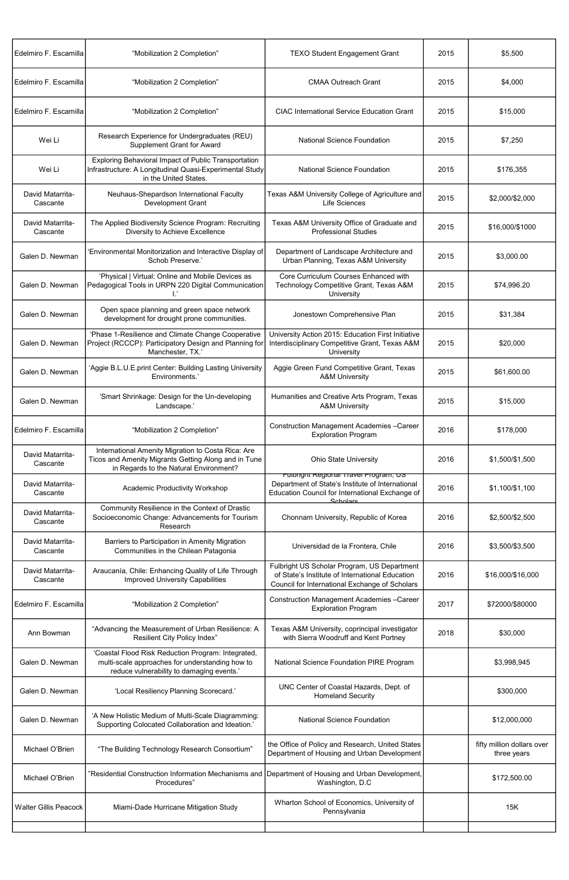| | | | | |
|---|---|---|---|---|
| Edelmiro F. Escamilla | "Mobilization 2 Completion" | TEXO Student Engagement Grant | 2015 | $5,500 |
| Edelmiro F. Escamilla | "Mobilization 2 Completion" | CMAA Outreach Grant | 2015 | $4,000 |
| Edelmiro F. Escamilla | "Mobilization 2 Completion" | CIAC International Service Education Grant | 2015 | $15,000 |
| Wei Li | Research Experience for Undergraduates (REU) Supplement Grant for Award | National Science Foundation | 2015 | $7,250 |
| Wei Li | Exploring Behavioral Impact of Public Transportation Infrastructure: A Longitudinal Quasi-Experimental Study in the United States. | National Science Foundation | 2015 | $176,355 |
| David Matarrita-Cascante | Neuhaus-Shepardson International Faculty Development Grant | Texas A&M University College of Agriculture and Life Sciences | 2015 | $2,000/$2,000 |
| David Matarrita-Cascante | The Applied Biodiversity Science Program: Recruiting Diversity to Achieve Excellence | Texas A&M University Office of Graduate and Professional Studies | 2015 | $16,000/$1000 |
| Galen D. Newman | 'Environmental Monitorization and Interactive Display of Schob Preserve.' | Department of Landscape Architecture and Urban Planning, Texas A&M University | 2015 | $3,000.00 |
| Galen D. Newman | 'Physical \| Virtual: Online and Mobile Devices as Pedagogical Tools in URPN 220 Digital Communication I.' | Core Curriculum Courses Enhanced with Technology Competitive Grant, Texas A&M University | 2015 | $74,996.20 |
| Galen D. Newman | Open space planning and green space network development for drought prone communities. | Jonestown Comprehensive Plan | 2015 | $31,384 |
| Galen D. Newman | 'Phase 1-Resilience and Climate Change Cooperative Project (RCCCP): Participatory Design and Planning for Manchester, TX.' | University Action 2015: Education First Initiative Interdisciplinary Competitive Grant, Texas A&M University | 2015 | $20,000 |
| Galen D. Newman | 'Aggie B.L.U.E.print Center: Building Lasting University Environments.' | Aggie Green Fund Competitive Grant, Texas A&M University | 2015 | $61,600.00 |
| Galen D. Newman | 'Smart Shrinkage: Design for the Un-developing Landscape.' | Humanities and Creative Arts Program, Texas A&M University | 2015 | $15,000 |
| Edelmiro F. Escamilla | "Mobilization 2 Completion" | Construction Management Academies –Career Exploration Program | 2016 | $178,000 |
| David Matarrita-Cascante | International Amenity Migration to Costa Rica: Are Ticos and Amenity Migrants Getting Along and in Tune in Regards to the Natural Environment? | Ohio State University | 2016 | $1,500/$1,500 |
| David Matarrita-Cascante | Academic Productivity Workshop | Fulbright Regional Travel Program, US Department of State's Institute of International Education Council for International Exchange of Scholars | 2016 | $1,100/$1,100 |
| David Matarrita-Cascante | Community Resilience in the Context of Drastic Socioeconomic Change: Advancements for Tourism Research | Chonnam University, Republic of Korea | 2016 | $2,500/$2,500 |
| David Matarrita-Cascante | Barriers to Participation in Amenity Migration Communities in the Chilean Patagonia | Universidad de la Frontera, Chile | 2016 | $3,500/$3,500 |
| David Matarrita-Cascante | Araucanía, Chile: Enhancing Quality of Life Through Improved University Capabilities | Fulbright US Scholar Program, US Department of State's Institute of International Education Council for International Exchange of Scholars | 2016 | $16,000/$16,000 |
| Edelmiro F. Escamilla | "Mobilization 2 Completion" | Construction Management Academies –Career Exploration Program | 2017 | $72000/$80000 |
| Ann Bowman | "Advancing the Measurement of Urban Resilience: A Resilient City Policy Index" | Texas A&M University, coprincipal investigator with Sierra Woodruff and Kent Portney | 2018 | $30,000 |
| Galen D. Newman | 'Coastal Flood Risk Reduction Program: Integrated, multi-scale approaches for understanding how to reduce vulnerability to damaging events.' | National Science Foundation PIRE Program | | $3,998,945 |
| Galen D. Newman | 'Local Resiliency Planning Scorecard.' | UNC Center of Coastal Hazards, Dept. of Homeland Security | | $300,000 |
| Galen D. Newman | 'A New Holistic Medium of Multi-Scale Diagramming: Supporting Colocated Collaboration and Ideation.' | National Science Foundation | | $12,000,000 |
| Michael O'Brien | "The Building Technology Research Consortium" | the Office of Policy and Research, United States Department of Housing and Urban Development | | fifty million dollars over three years |
| Michael O'Brien | "Residential Construction Information Mechanisms and Procedures" | Department of Housing and Urban Development, Washington, D.C | | $172,500.00 |
| Walter Gillis Peacock | Miami-Dade Hurricane Mitigation Study | Wharton School of Economics, University of Pennsylvania | | 15K |
| | | | | |